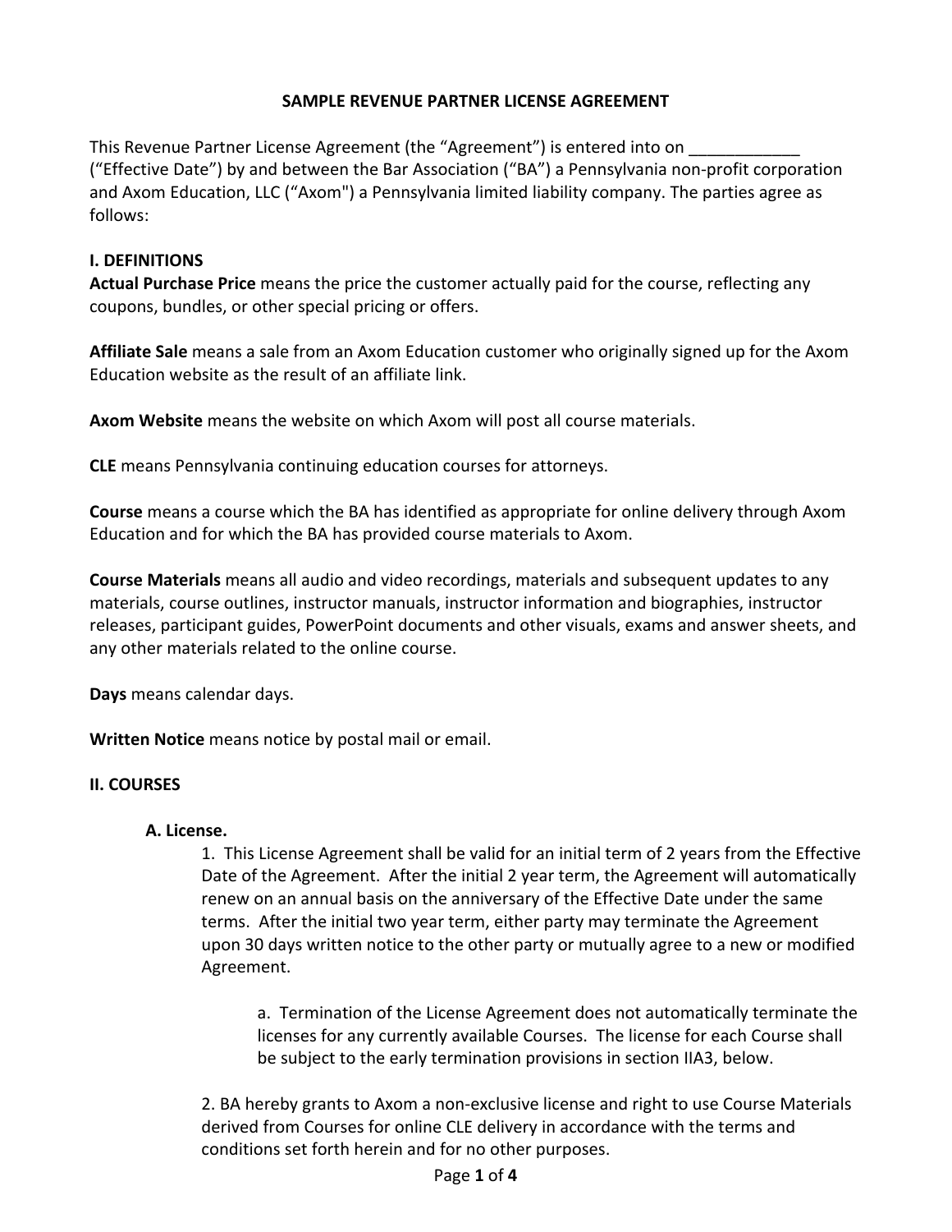# SAMPLE REVENUE PARTNER LICENSE AGREEMENT

This Revenue Partner License Agreement (the "Agreement") is entered into on ____________ ("Effective Date") by and between the Bar Association ("BA") a Pennsylvania non-profit corporation and Axom Education, LLC ("Axom") a Pennsylvania limited liability company. The parties agree as follows:

## I. DEFINITIONS

**Actual Purchase Price** means the price the customer actually paid for the course, reflecting any coupons, bundles, or other special pricing or offers.

**Affiliate Sale** means a sale from an Axom Education customer who originally signed up for the Axom Education website as the result of an affiliate link.

**Axom Website** means the website on which Axom will post all course materials.

**CLE** means Pennsylvania continuing education courses for attorneys.

**Course** means a course which the BA has identified as appropriate for online delivery through Axom Education and for which the BA has provided course materials to Axom.

**Course Materials** means all audio and video recordings, materials and subsequent updates to any materials, course outlines, instructor manuals, instructor information and biographies, instructor releases, participant guides, PowerPoint documents and other visuals, exams and answer sheets, and any other materials related to the online course.

**Days** means calendar days.

**Written Notice** means notice by postal mail or email.

## II. COURSES

### A. License.

1. This License Agreement shall be valid for an initial term of 2 years from the Effective Date of the Agreement. After the initial 2 year term, the Agreement will automatically renew on an annual basis on the anniversary of the Effective Date under the same terms. After the initial two year term, either party may terminate the Agreement upon 30 days written notice to the other party or mutually agree to a new or modified Agreement.

    a. Termination of the License Agreement does not automatically terminate the licenses for any currently available Courses. The license for each Course shall be subject to the early termination provisions in section IIA3, below.

2. BA hereby grants to Axom a non-exclusive license and right to use Course Materials derived from Courses for online CLE delivery in accordance with the terms and conditions set forth herein and for no other purposes.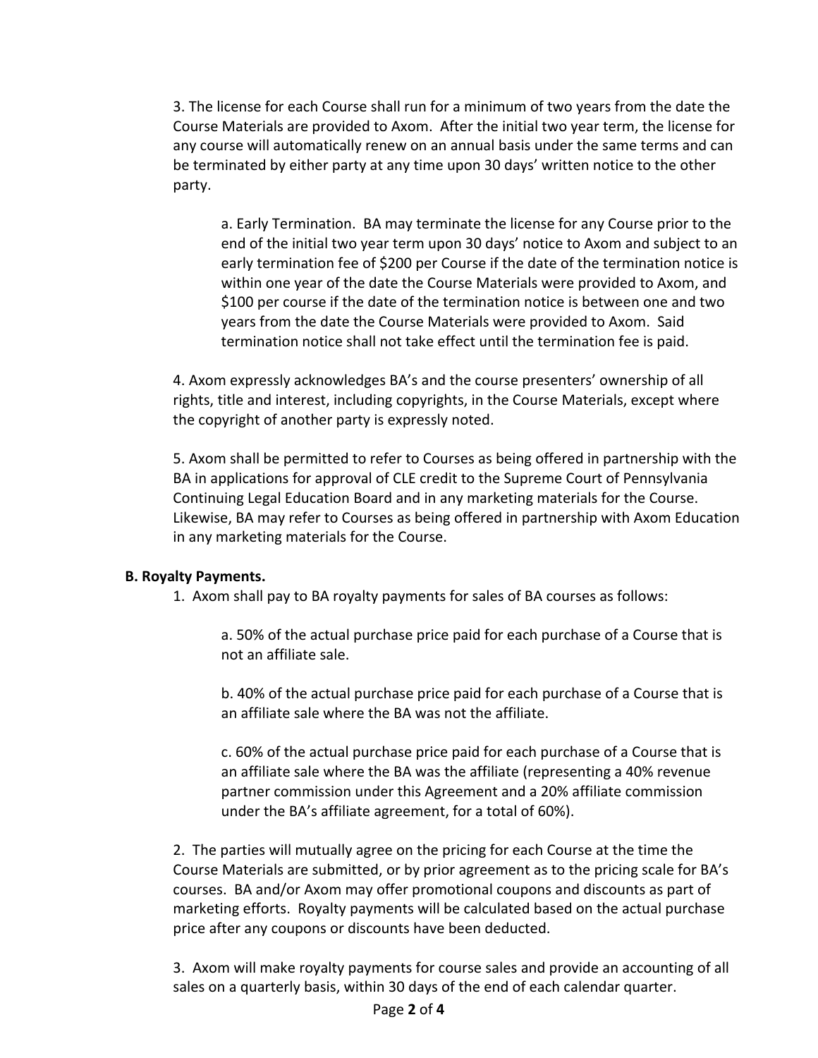3. The license for each Course shall run for a minimum of two years from the date the Course Materials are provided to Axom. After the initial two year term, the license for any course will automatically renew on an annual basis under the same terms and can be terminated by either party at any time upon 30 days' written notice to the other party.

a. Early Termination. BA may terminate the license for any Course prior to the end of the initial two year term upon 30 days' notice to Axom and subject to an early termination fee of $200 per Course if the date of the termination notice is within one year of the date the Course Materials were provided to Axom, and $100 per course if the date of the termination notice is between one and two years from the date the Course Materials were provided to Axom. Said termination notice shall not take effect until the termination fee is paid.

4. Axom expressly acknowledges BA's and the course presenters' ownership of all rights, title and interest, including copyrights, in the Course Materials, except where the copyright of another party is expressly noted.

5. Axom shall be permitted to refer to Courses as being offered in partnership with the BA in applications for approval of CLE credit to the Supreme Court of Pennsylvania Continuing Legal Education Board and in any marketing materials for the Course. Likewise, BA may refer to Courses as being offered in partnership with Axom Education in any marketing materials for the Course.

**B. Royalty Payments.**

1. Axom shall pay to BA royalty payments for sales of BA courses as follows:

a. 50% of the actual purchase price paid for each purchase of a Course that is not an affiliate sale.

b. 40% of the actual purchase price paid for each purchase of a Course that is an affiliate sale where the BA was not the affiliate.

c. 60% of the actual purchase price paid for each purchase of a Course that is an affiliate sale where the BA was the affiliate (representing a 40% revenue partner commission under this Agreement and a 20% affiliate commission under the BA's affiliate agreement, for a total of 60%).

2. The parties will mutually agree on the pricing for each Course at the time the Course Materials are submitted, or by prior agreement as to the pricing scale for BA's courses. BA and/or Axom may offer promotional coupons and discounts as part of marketing efforts. Royalty payments will be calculated based on the actual purchase price after any coupons or discounts have been deducted.

3. Axom will make royalty payments for course sales and provide an accounting of all sales on a quarterly basis, within 30 days of the end of each calendar quarter.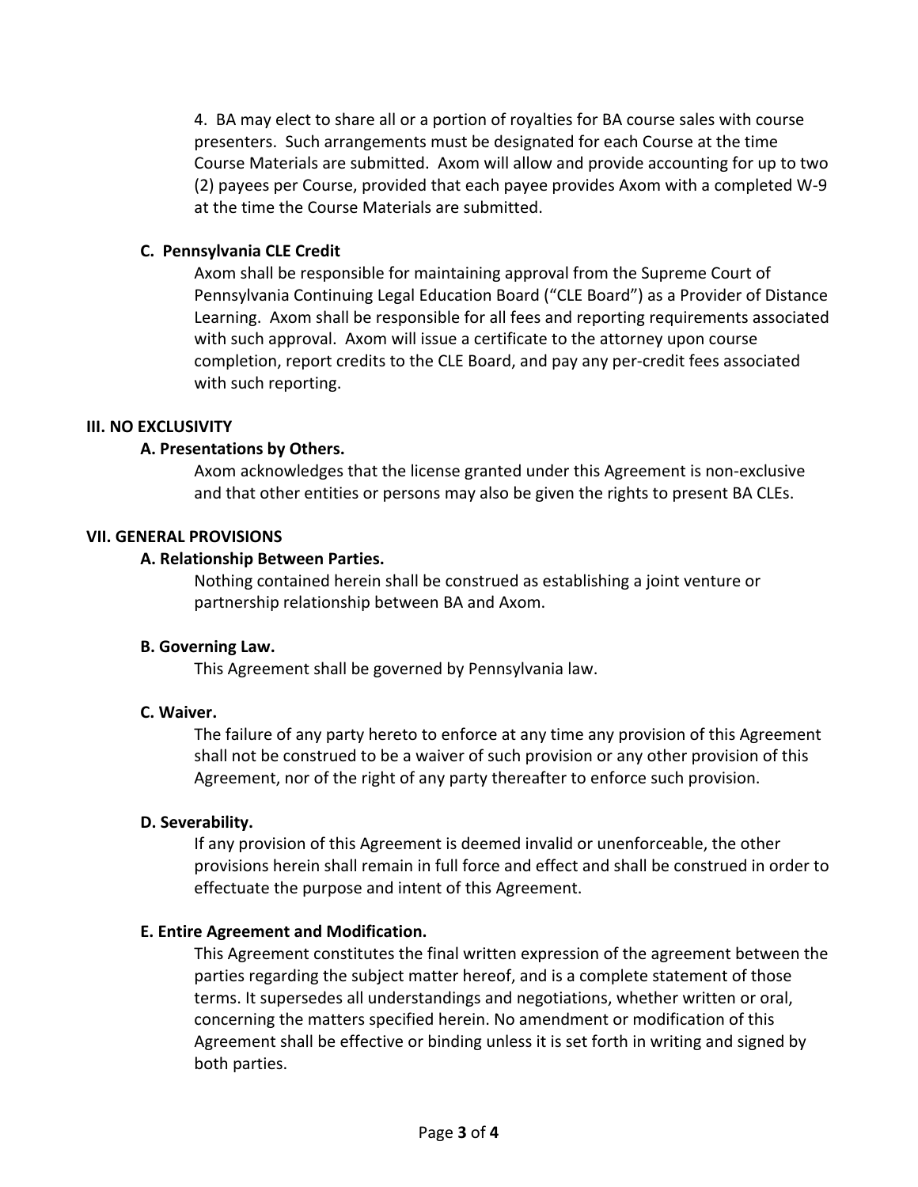4. BA may elect to share all or a portion of royalties for BA course sales with course presenters. Such arrangements must be designated for each Course at the time Course Materials are submitted. Axom will allow and provide accounting for up to two (2) payees per Course, provided that each payee provides Axom with a completed W-9 at the time the Course Materials are submitted.

**C. Pennsylvania CLE Credit**

Axom shall be responsible for maintaining approval from the Supreme Court of Pennsylvania Continuing Legal Education Board ("CLE Board") as a Provider of Distance Learning. Axom shall be responsible for all fees and reporting requirements associated with such approval. Axom will issue a certificate to the attorney upon course completion, report credits to the CLE Board, and pay any per-credit fees associated with such reporting.

## III. NO EXCLUSIVITY

**A. Presentations by Others.**

Axom acknowledges that the license granted under this Agreement is non-exclusive and that other entities or persons may also be given the rights to present BA CLEs.

## VII. GENERAL PROVISIONS

**A. Relationship Between Parties.**

Nothing contained herein shall be construed as establishing a joint venture or partnership relationship between BA and Axom.

**B. Governing Law.**

This Agreement shall be governed by Pennsylvania law.

**C. Waiver.**

The failure of any party hereto to enforce at any time any provision of this Agreement shall not be construed to be a waiver of such provision or any other provision of this Agreement, nor of the right of any party thereafter to enforce such provision.

**D. Severability.**

If any provision of this Agreement is deemed invalid or unenforceable, the other provisions herein shall remain in full force and effect and shall be construed in order to effectuate the purpose and intent of this Agreement.

**E. Entire Agreement and Modification.**

This Agreement constitutes the final written expression of the agreement between the parties regarding the subject matter hereof, and is a complete statement of those terms. It supersedes all understandings and negotiations, whether written or oral, concerning the matters specified herein. No amendment or modification of this Agreement shall be effective or binding unless it is set forth in writing and signed by both parties.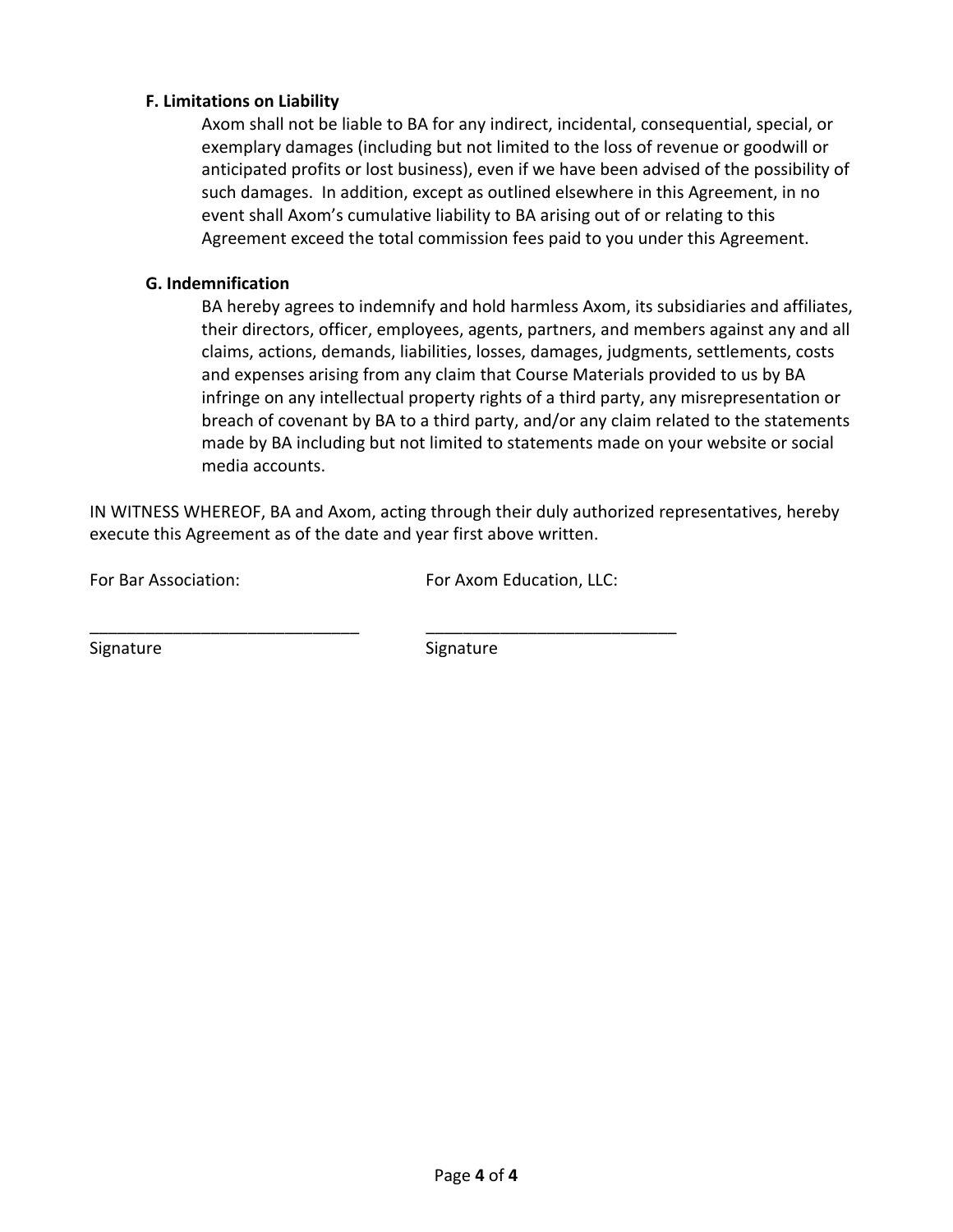**F. Limitations on Liability**

Axom shall not be liable to BA for any indirect, incidental, consequential, special, or exemplary damages (including but not limited to the loss of revenue or goodwill or anticipated profits or lost business), even if we have been advised of the possibility of such damages. In addition, except as outlined elsewhere in this Agreement, in no event shall Axom's cumulative liability to BA arising out of or relating to this Agreement exceed the total commission fees paid to you under this Agreement.

**G. Indemnification**

BA hereby agrees to indemnify and hold harmless Axom, its subsidiaries and affiliates, their directors, officer, employees, agents, partners, and members against any and all claims, actions, demands, liabilities, losses, damages, judgments, settlements, costs and expenses arising from any claim that Course Materials provided to us by BA infringe on any intellectual property rights of a third party, any misrepresentation or breach of covenant by BA to a third party, and/or any claim related to the statements made by BA including but not limited to statements made on your website or social media accounts.

IN WITNESS WHEREOF, BA and Axom, acting through their duly authorized representatives, hereby execute this Agreement as of the date and year first above written.

| For Bar Association: | For Axom Education, LLC: |
| --- | --- |
| ______________________________ | ____________________________ |
| Signature | Signature |